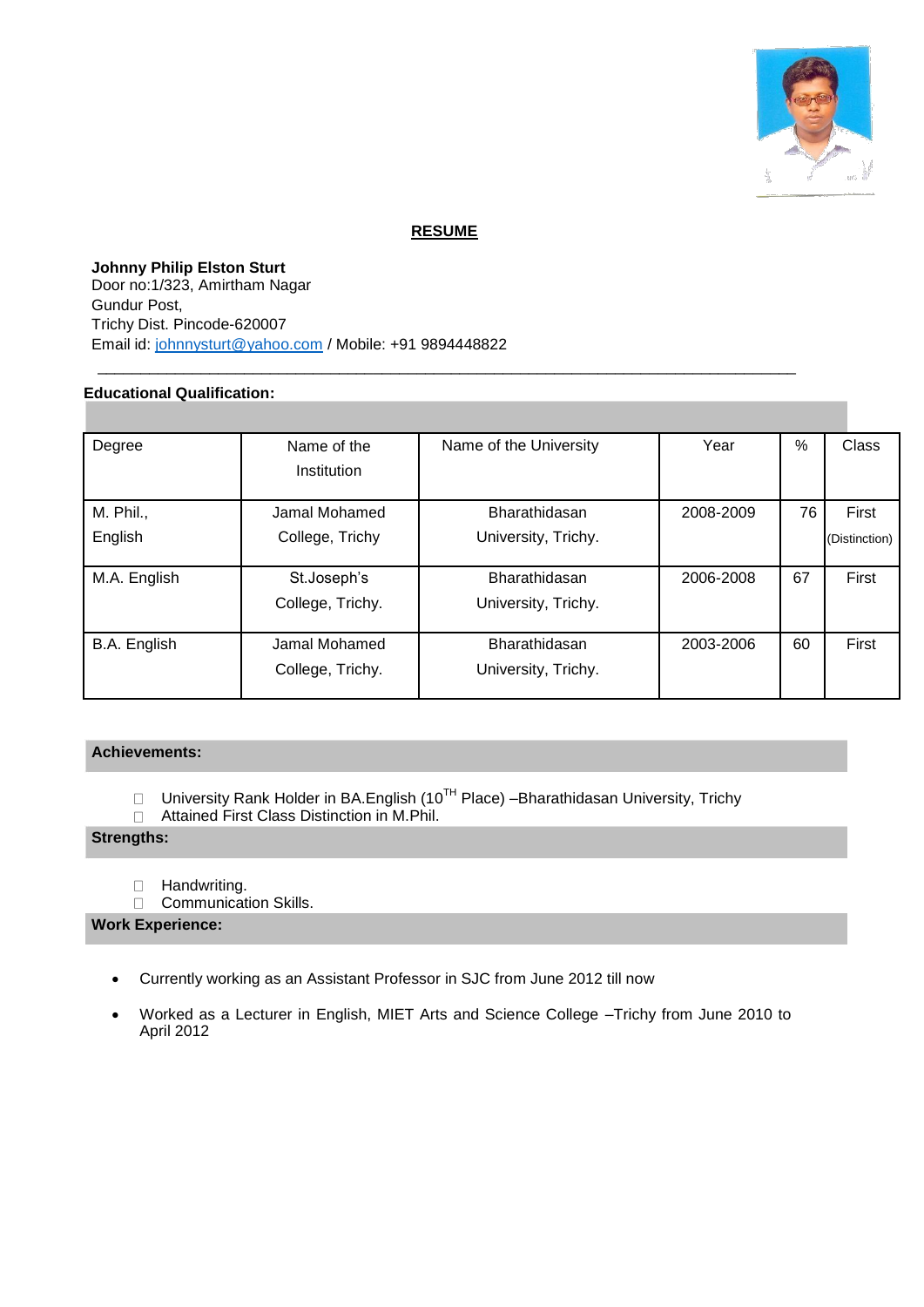# RESUME

**Johnny Philip Elston Sturt**
Door no:1/323, Amirtham Nagar
Gundur Post,
Trichy Dist. Pincode-620007
Email id: johnnysturt@yahoo.com / Mobile: +91 9894448822

---

## Educational Qualification:

| Degree | Name of the Institution | Name of the University | Year | % | Class |
|---|---|---|---|---|---|
| M. Phil., English | Jamal Mohamed College, Trichy | Bharathidasan University, Trichy. | 2008-2009 | 76 | First (Distinction) |
| M.A. English | St.Joseph's College, Trichy. | Bharathidasan University, Trichy. | 2006-2008 | 67 | First |
| B.A. English | Jamal Mohamed College, Trichy. | Bharathidasan University, Trichy. | 2003-2006 | 60 | First |

## Achievements:

- University Rank Holder in BA.English (10TH Place) –Bharathidasan University, Trichy
- Attained First Class Distinction in M.Phil.

## Strengths:

- Handwriting.
- Communication Skills.

## Work Experience:

- Currently working as an Assistant Professor in SJC from June 2012 till now
- Worked as a Lecturer in English, MIET Arts and Science College –Trichy from June 2010 to April 2012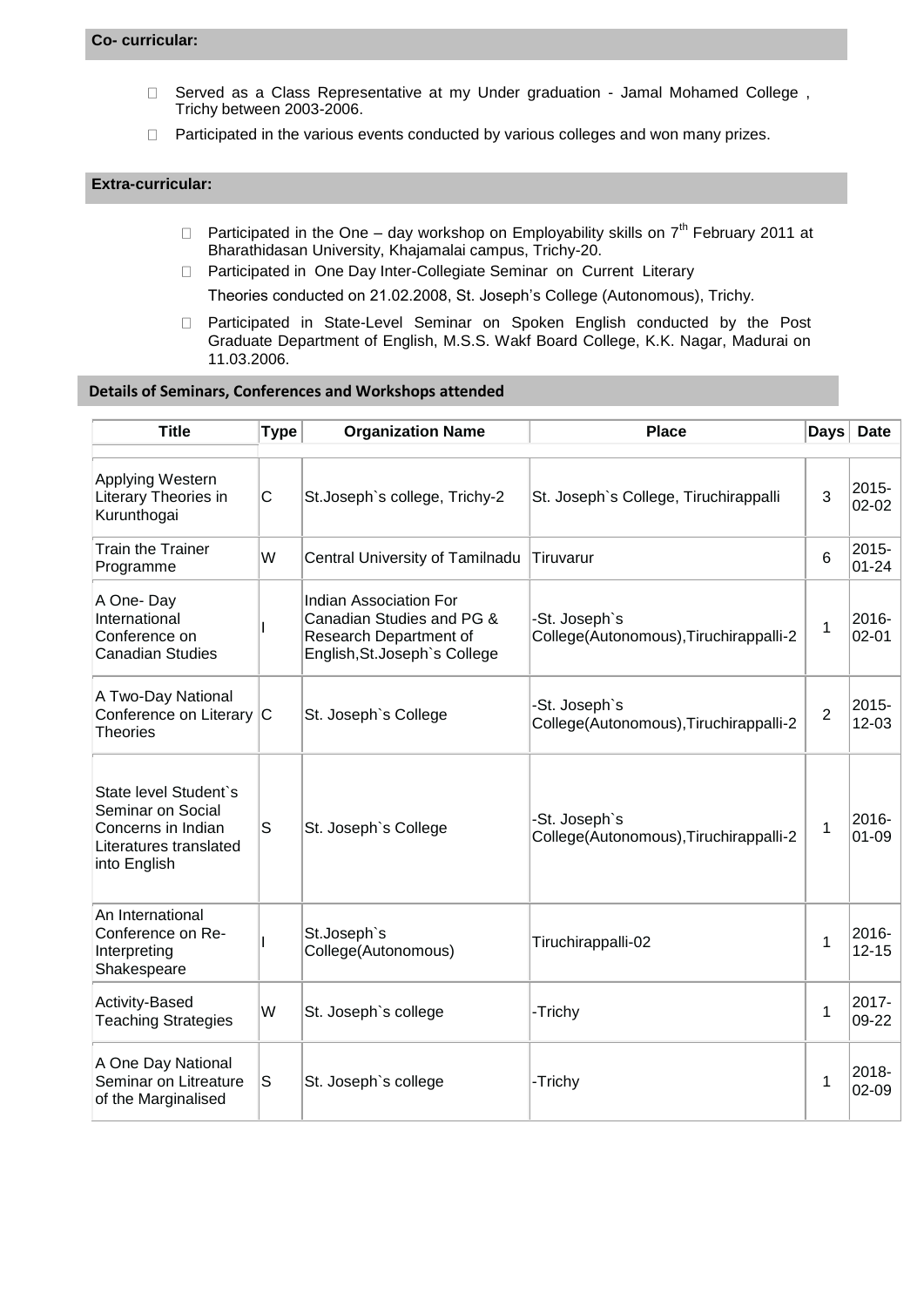## Co- curricular:

- Served as a Class Representative at my Under graduation - Jamal Mohamed College , Trichy between 2003-2006.
- Participated in the various events conducted by various colleges and won many prizes.

## Extra-curricular:

- Participated in the One – day workshop on Employability skills on 7th February 2011 at Bharathidasan University, Khajamalai campus, Trichy-20.
- Participated in One Day Inter-Collegiate Seminar on Current Literary Theories conducted on 21.02.2008, St. Joseph's College (Autonomous), Trichy.
- Participated in State-Level Seminar on Spoken English conducted by the Post Graduate Department of English, M.S.S. Wakf Board College, K.K. Nagar, Madurai on 11.03.2006.

## Details of Seminars, Conferences and Workshops attended

| Title | Type | Organization Name | Place | Days | Date |
|---|---|---|---|---|---|
| Applying Western Literary Theories in Kurunthogai | C | St.Joseph`s college, Trichy-2 | St. Joseph`s College, Tiruchirappalli | 3 | 2015-02-02 |
| Train the Trainer Programme | W | Central University of Tamilnadu | Tiruvarur | 6 | 2015-01-24 |
| A One- Day International Conference on Canadian Studies | I | Indian Association For Canadian Studies and PG & Research Department of English,St.Joseph`s College | -St. Joseph`s College(Autonomous),Tiruchirappalli-2 | 1 | 2016-02-01 |
| A Two-Day National Conference on Literary Theories | C | St. Joseph`s College | -St. Joseph`s College(Autonomous),Tiruchirappalli-2 | 2 | 2015-12-03 |
| State level Student`s Seminar on Social Concerns in Indian Literatures translated into English | S | St. Joseph`s College | -St. Joseph`s College(Autonomous),Tiruchirappalli-2 | 1 | 2016-01-09 |
| An International Conference on Re-Interpreting Shakespeare | I | St.Joseph`s College(Autonomous) | Tiruchirappalli-02 | 1 | 2016-12-15 |
| Activity-Based Teaching Strategies | W | St. Joseph`s college | -Trichy | 1 | 2017-09-22 |
| A One Day National Seminar on Litreature of the Marginalised | S | St. Joseph`s college | -Trichy | 1 | 2018-02-09 |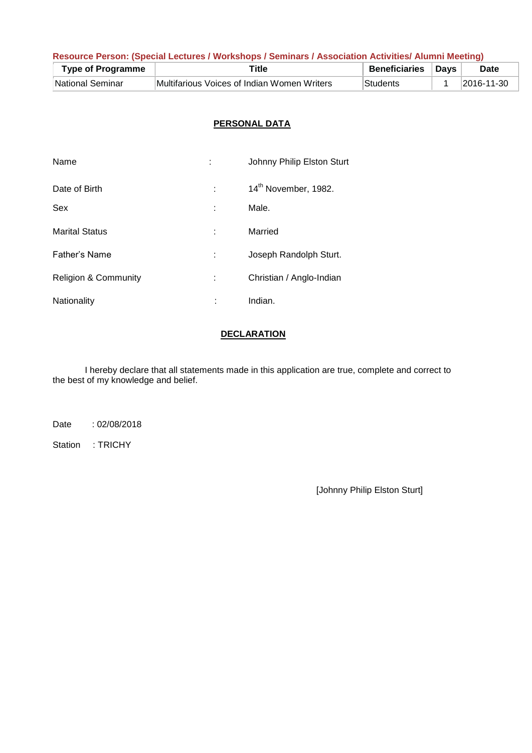**Resource Person: (Special Lectures / Workshops / Seminars / Association Activities/ Alumni Meeting)**

| Type of Programme | Title | Beneficiaries | Days | Date |
|---|---|---|---|---|
| National Seminar | Multifarious Voices of Indian Women Writers | Students | 1 | 2016-11-30 |

## PERSONAL DATA

| | | |
|---|---|---|
| Name | : | Johnny Philip Elston Sturt |
| Date of Birth | : | 14th November, 1982. |
| Sex | : | Male. |
| Marital Status | : | Married |
| Father's Name | : | Joseph Randolph Sturt. |
| Religion & Community | : | Christian / Anglo-Indian |
| Nationality | : | Indian. |

## DECLARATION

I hereby declare that all statements made in this application are true, complete and correct to the best of my knowledge and belief.

Date : 02/08/2018

Station : TRICHY

[Johnny Philip Elston Sturt]